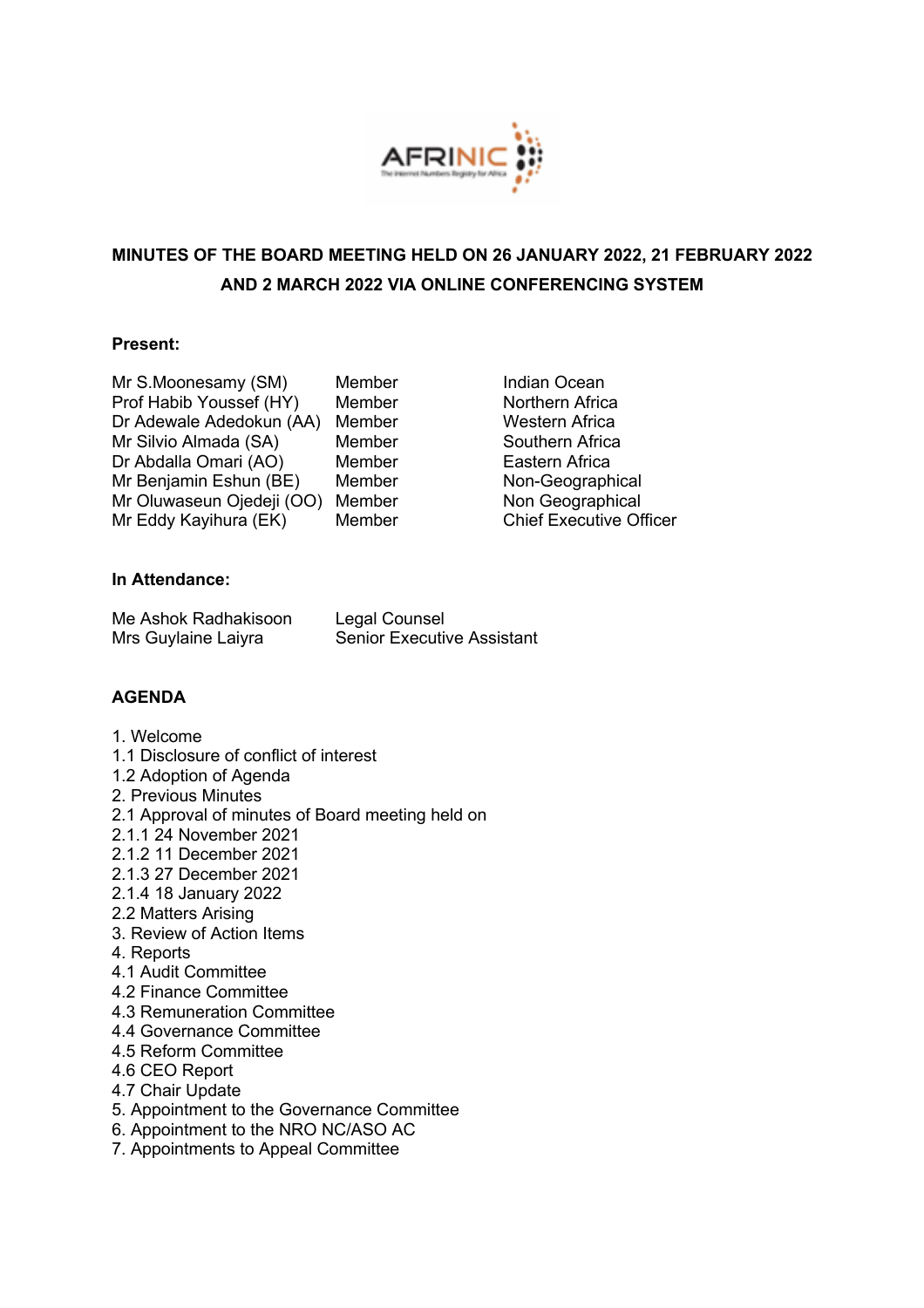**MINUTES OF THE BOARD MEETING HELD ON 26 JANUARY 2022, 21 FEBRUARY 2022 AND 2 MARCH 2022 VIA ONLINE CONFERENCING SYSTEM**

**Present:**

| | | |
|---|---|---|
| Mr S.Moonesamy (SM) | Member | Indian Ocean |
| Prof Habib Youssef (HY) | Member | Northern Africa |
| Dr Adewale Adedokun (AA) | Member | Western Africa |
| Mr Silvio Almada (SA) | Member | Southern Africa |
| Dr Abdalla Omari (AO) | Member | Eastern Africa |
| Mr Benjamin Eshun (BE) | Member | Non-Geographical |
| Mr Oluwaseun Ojedeji (OO) | Member | Non Geographical |
| Mr Eddy Kayihura (EK) | Member | Chief Executive Officer |

**In Attendance:**

| | |
|---|---|
| Me Ashok Radhakisoon | Legal Counsel |
| Mrs Guylaine Laiyra | Senior Executive Assistant |

**AGENDA**

1. Welcome
1.1 Disclosure of conflict of interest
1.2 Adoption of Agenda
2. Previous Minutes
2.1 Approval of minutes of Board meeting held on
2.1.1 24 November 2021
2.1.2 11 December 2021
2.1.3 27 December 2021
2.1.4 18 January 2022
2.2 Matters Arising
3. Review of Action Items
4. Reports
4.1 Audit Committee
4.2 Finance Committee
4.3 Remuneration Committee
4.4 Governance Committee
4.5 Reform Committee
4.6 CEO Report
4.7 Chair Update
5. Appointment to the Governance Committee
6. Appointment to the NRO NC/ASO AC
7. Appointments to Appeal Committee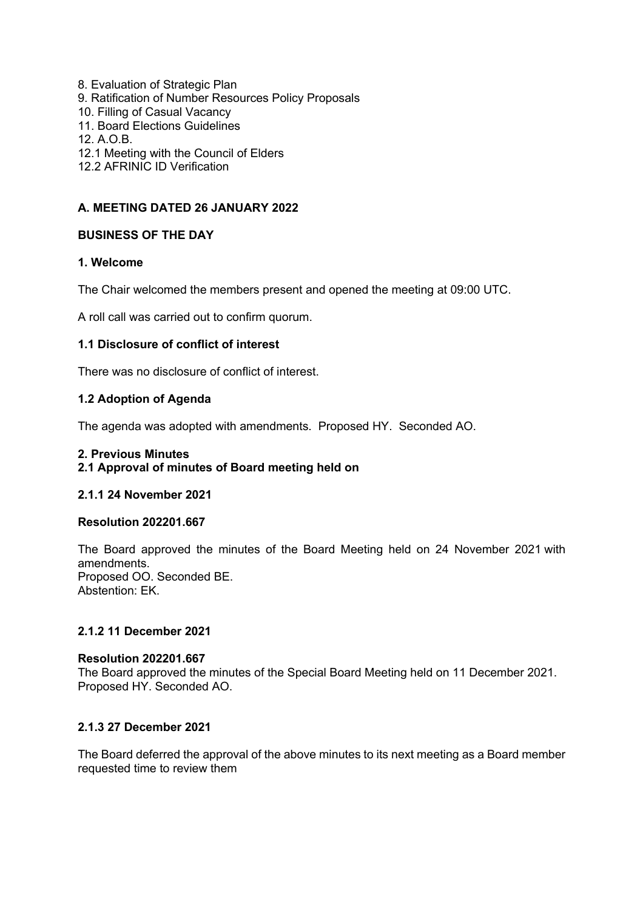8. Evaluation of Strategic Plan
9. Ratification of Number Resources Policy Proposals
10. Filling of Casual Vacancy
11. Board Elections Guidelines
12. A.O.B.
12.1 Meeting with the Council of Elders
12.2 AFRINIC ID Verification

## A. MEETING DATED 26 JANUARY 2022

### BUSINESS OF THE DAY

### 1. Welcome

The Chair welcomed the members present and opened the meeting at 09:00 UTC.

A roll call was carried out to confirm quorum.

### 1.1 Disclosure of conflict of interest

There was no disclosure of conflict of interest.

### 1.2 Adoption of Agenda

The agenda was adopted with amendments. Proposed HY. Seconded AO.

### 2. Previous Minutes

### 2.1 Approval of minutes of Board meeting held on

### 2.1.1 24 November 2021

**Resolution 202201.667**

The Board approved the minutes of the Board Meeting held on 24 November 2021 with amendments.
Proposed OO. Seconded BE.
Abstention: EK.

### 2.1.2 11 December 2021

**Resolution 202201.667**

The Board approved the minutes of the Special Board Meeting held on 11 December 2021.
Proposed HY. Seconded AO.

### 2.1.3 27 December 2021

The Board deferred the approval of the above minutes to its next meeting as a Board member requested time to review them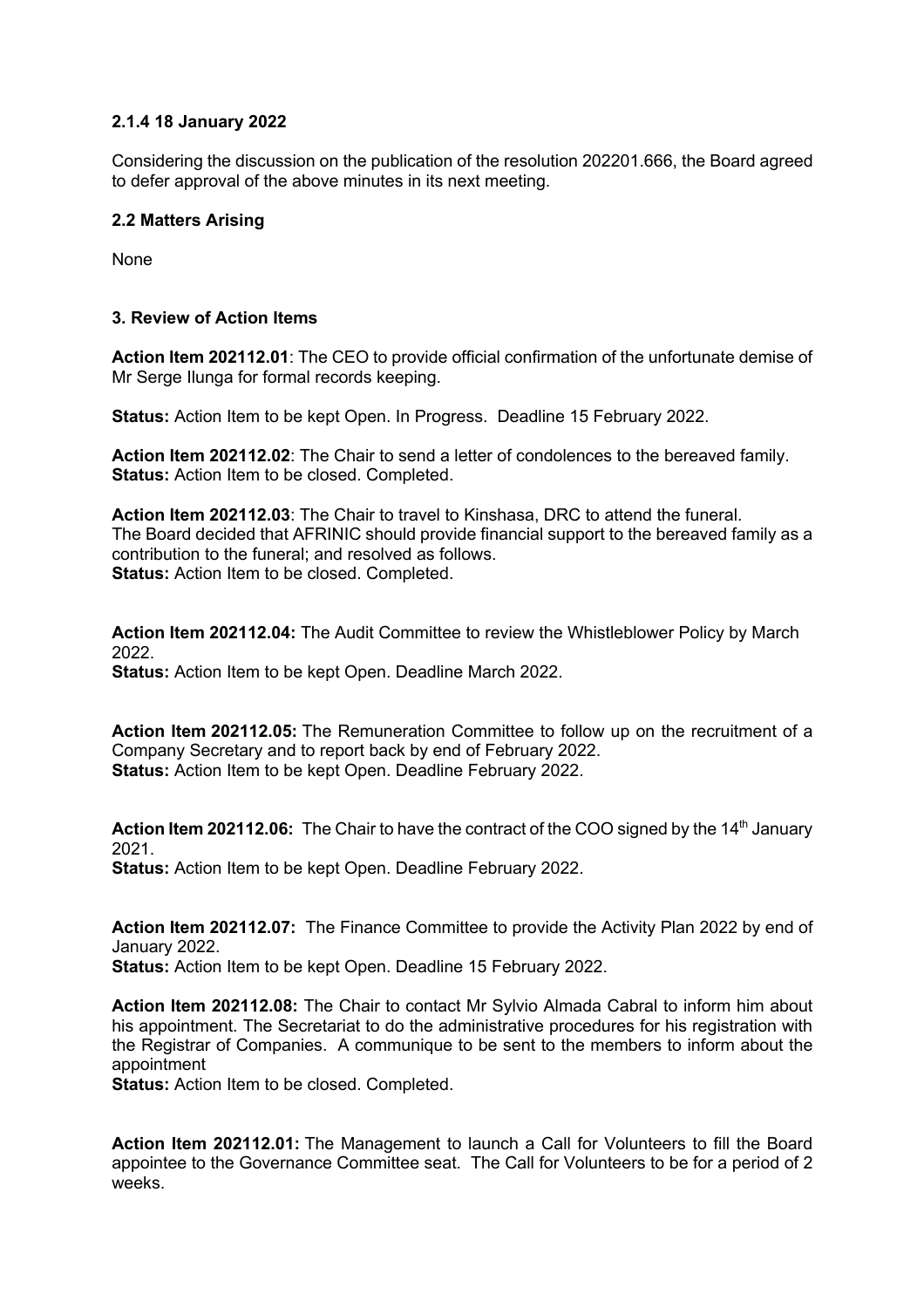### 2.1.4 18 January 2022

Considering the discussion on the publication of the resolution 202201.666, the Board agreed to defer approval of the above minutes in its next meeting.

### 2.2 Matters Arising

None

## 3. Review of Action Items

**Action Item 202112.01**: The CEO to provide official confirmation of the unfortunate demise of Mr Serge Ilunga for formal records keeping.

**Status:** Action Item to be kept Open. In Progress. Deadline 15 February 2022.

**Action Item 202112.02**: The Chair to send a letter of condolences to the bereaved family.
**Status:** Action Item to be closed. Completed.

**Action Item 202112.03**: The Chair to travel to Kinshasa, DRC to attend the funeral.
The Board decided that AFRINIC should provide financial support to the bereaved family as a contribution to the funeral; and resolved as follows.
**Status:** Action Item to be closed. Completed.

**Action Item 202112.04:** The Audit Committee to review the Whistleblower Policy by March 2022.
**Status:** Action Item to be kept Open. Deadline March 2022.

**Action Item 202112.05:** The Remuneration Committee to follow up on the recruitment of a Company Secretary and to report back by end of February 2022.
**Status:** Action Item to be kept Open. Deadline February 2022.

**Action Item 202112.06:** The Chair to have the contract of the COO signed by the 14th January 2021.
**Status:** Action Item to be kept Open. Deadline February 2022.

**Action Item 202112.07:** The Finance Committee to provide the Activity Plan 2022 by end of January 2022.
**Status:** Action Item to be kept Open. Deadline 15 February 2022.

**Action Item 202112.08:** The Chair to contact Mr Sylvio Almada Cabral to inform him about his appointment. The Secretariat to do the administrative procedures for his registration with the Registrar of Companies. A communique to be sent to the members to inform about the appointment
**Status:** Action Item to be closed. Completed.

**Action Item 202112.01:** The Management to launch a Call for Volunteers to fill the Board appointee to the Governance Committee seat. The Call for Volunteers to be for a period of 2 weeks.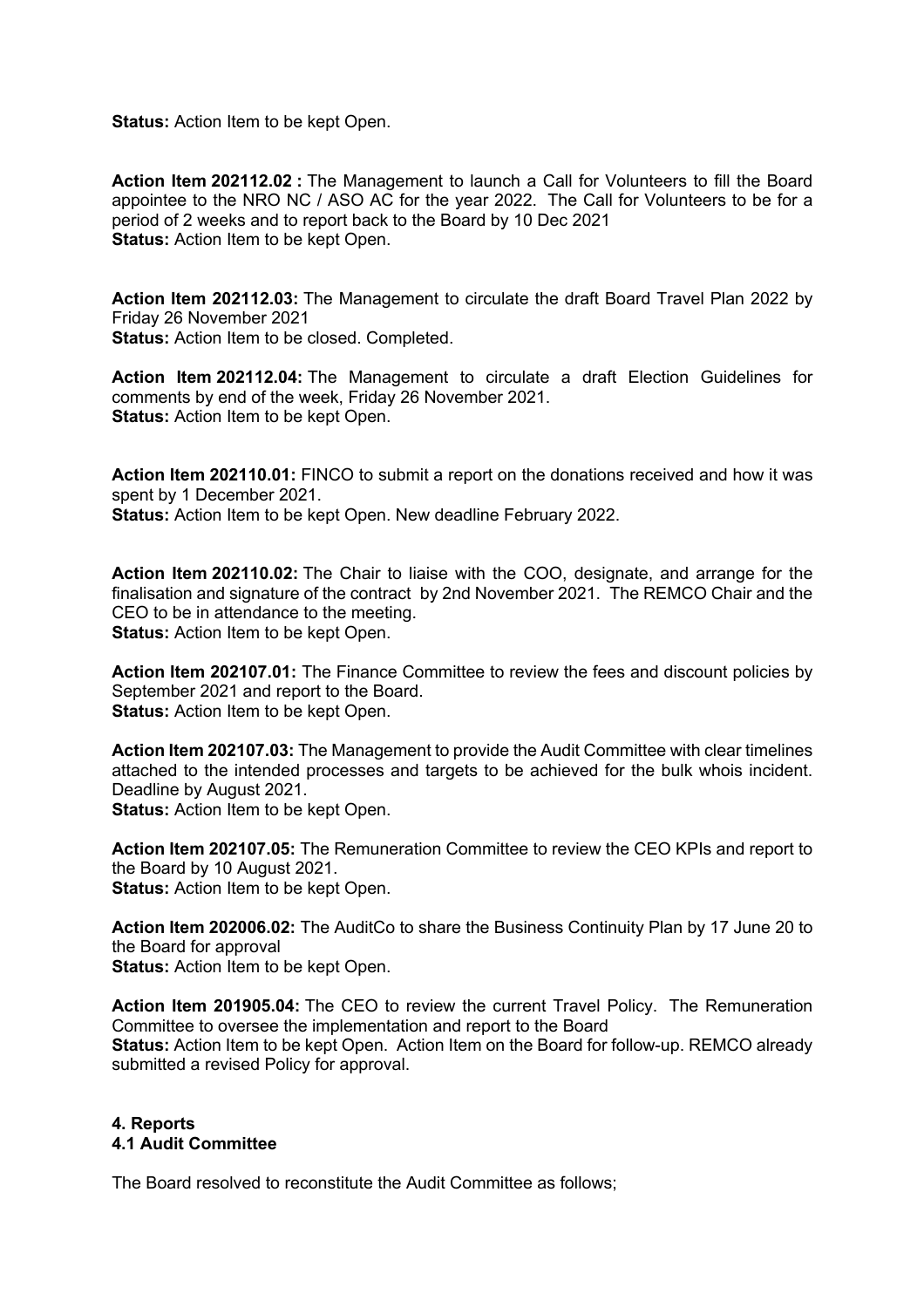**Status:** Action Item to be kept Open.

**Action Item 202112.02 :** The Management to launch a Call for Volunteers to fill the Board appointee to the NRO NC / ASO AC for the year 2022. The Call for Volunteers to be for a period of 2 weeks and to report back to the Board by 10 Dec 2021
**Status:** Action Item to be kept Open.

**Action Item 202112.03:** The Management to circulate the draft Board Travel Plan 2022 by Friday 26 November 2021
**Status:** Action Item to be closed. Completed.

**Action Item 202112.04:** The Management to circulate a draft Election Guidelines for comments by end of the week, Friday 26 November 2021.
**Status:** Action Item to be kept Open.

**Action Item 202110.01:** FINCO to submit a report on the donations received and how it was spent by 1 December 2021.
**Status:** Action Item to be kept Open. New deadline February 2022.

**Action Item 202110.02:** The Chair to liaise with the COO, designate, and arrange for the finalisation and signature of the contract by 2nd November 2021. The REMCO Chair and the CEO to be in attendance to the meeting.
**Status:** Action Item to be kept Open.

**Action Item 202107.01:** The Finance Committee to review the fees and discount policies by September 2021 and report to the Board.
**Status:** Action Item to be kept Open.

**Action Item 202107.03:** The Management to provide the Audit Committee with clear timelines attached to the intended processes and targets to be achieved for the bulk whois incident. Deadline by August 2021.
**Status:** Action Item to be kept Open.

**Action Item 202107.05:** The Remuneration Committee to review the CEO KPIs and report to the Board by 10 August 2021.
**Status:** Action Item to be kept Open.

**Action Item 202006.02:** The AuditCo to share the Business Continuity Plan by 17 June 20 to the Board for approval
**Status:** Action Item to be kept Open.

**Action Item 201905.04:** The CEO to review the current Travel Policy. The Remuneration Committee to oversee the implementation and report to the Board
**Status:** Action Item to be kept Open. Action Item on the Board for follow-up. REMCO already submitted a revised Policy for approval.

## 4. Reports

### 4.1 Audit Committee

The Board resolved to reconstitute the Audit Committee as follows;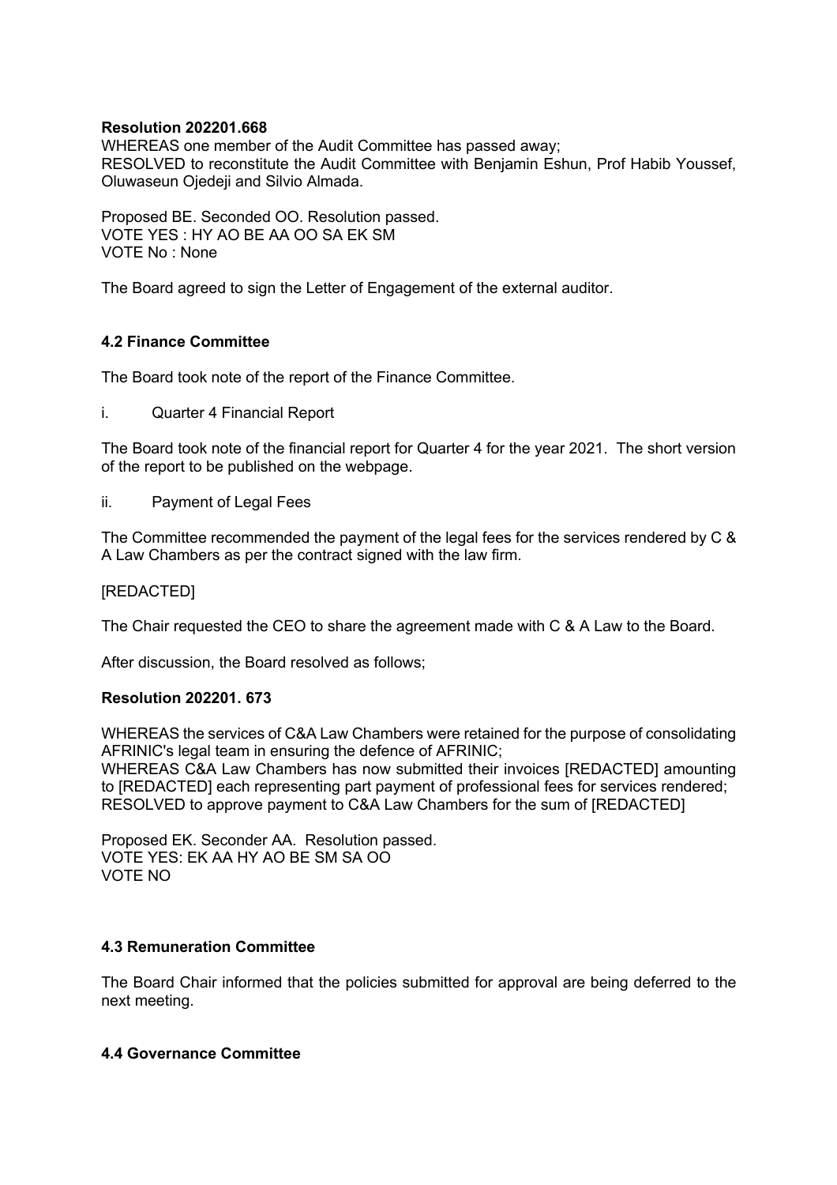**Resolution 202201.668**
WHEREAS one member of the Audit Committee has passed away;
RESOLVED to reconstitute the Audit Committee with Benjamin Eshun, Prof Habib Youssef, Oluwaseun Ojedeji and Silvio Almada.

Proposed BE. Seconded OO. Resolution passed.
VOTE YES : HY AO BE AA OO SA EK SM
VOTE No : None

The Board agreed to sign the Letter of Engagement of the external auditor.

### 4.2 Finance Committee

The Board took note of the report of the Finance Committee.

i. Quarter 4 Financial Report

The Board took note of the financial report for Quarter 4 for the year 2021. The short version of the report to be published on the webpage.

ii. Payment of Legal Fees

The Committee recommended the payment of the legal fees for the services rendered by C & A Law Chambers as per the contract signed with the law firm.

[REDACTED]

The Chair requested the CEO to share the agreement made with C & A Law to the Board.

After discussion, the Board resolved as follows;

**Resolution 202201. 673**

WHEREAS the services of C&A Law Chambers were retained for the purpose of consolidating AFRINIC's legal team in ensuring the defence of AFRINIC;
WHEREAS C&A Law Chambers has now submitted their invoices [REDACTED] amounting to [REDACTED] each representing part payment of professional fees for services rendered;
RESOLVED to approve payment to C&A Law Chambers for the sum of [REDACTED]

Proposed EK. Seconder AA. Resolution passed.
VOTE YES: EK AA HY AO BE SM SA OO
VOTE NO

### 4.3 Remuneration Committee

The Board Chair informed that the policies submitted for approval are being deferred to the next meeting.

### 4.4 Governance Committee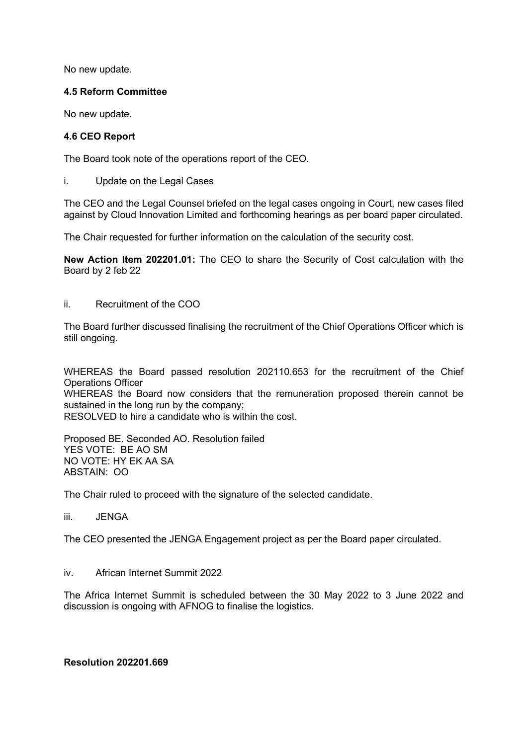No new update.

**4.5 Reform Committee**

No new update.

**4.6 CEO Report**

The Board took note of the operations report of the CEO.

i. Update on the Legal Cases

The CEO and the Legal Counsel briefed on the legal cases ongoing in Court, new cases filed against by Cloud Innovation Limited and forthcoming hearings as per board paper circulated.

The Chair requested for further information on the calculation of the security cost.

**New Action Item 202201.01:** The CEO to share the Security of Cost calculation with the Board by 2 feb 22

ii. Recruitment of the COO

The Board further discussed finalising the recruitment of the Chief Operations Officer which is still ongoing.

WHEREAS the Board passed resolution 202110.653 for the recruitment of the Chief Operations Officer
WHEREAS the Board now considers that the remuneration proposed therein cannot be sustained in the long run by the company;
RESOLVED to hire a candidate who is within the cost.

Proposed BE. Seconded AO. Resolution failed
YES VOTE: BE AO SM
NO VOTE: HY EK AA SA
ABSTAIN: OO

The Chair ruled to proceed with the signature of the selected candidate.

iii. JENGA

The CEO presented the JENGA Engagement project as per the Board paper circulated.

iv. African Internet Summit 2022

The Africa Internet Summit is scheduled between the 30 May 2022 to 3 June 2022 and discussion is ongoing with AFNOG to finalise the logistics.

**Resolution 202201.669**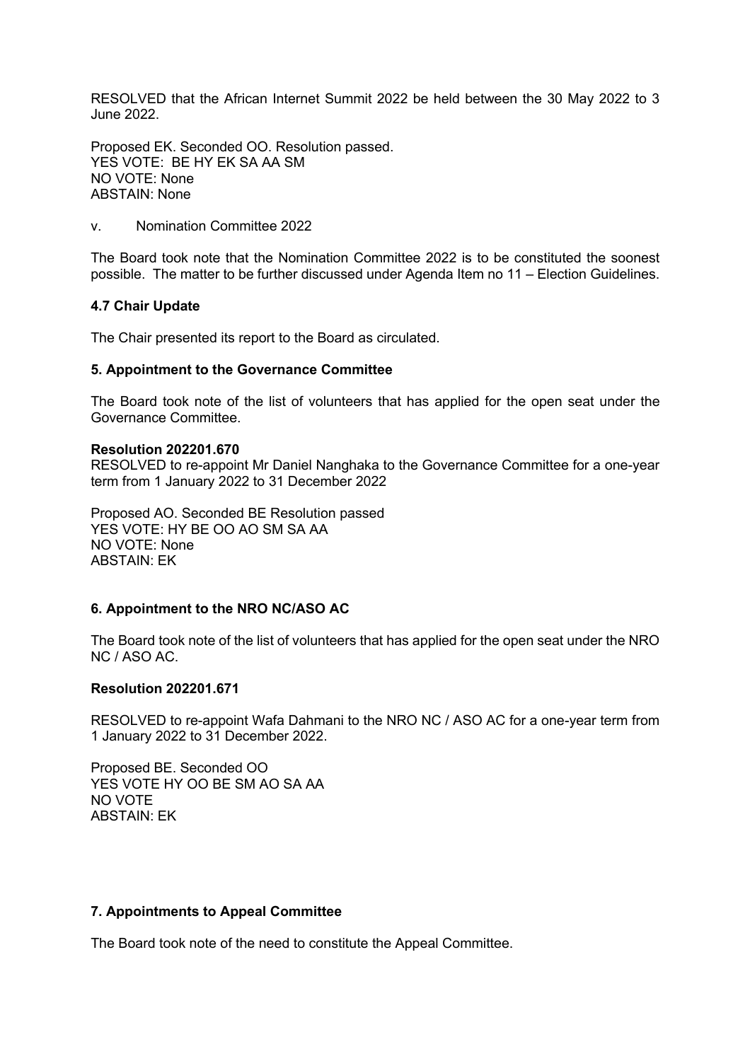RESOLVED that the African Internet Summit 2022 be held between the 30 May 2022 to 3 June 2022.

Proposed EK. Seconded OO. Resolution passed.
YES VOTE: BE HY EK SA AA SM
NO VOTE: None
ABSTAIN: None

v. Nomination Committee 2022

The Board took note that the Nomination Committee 2022 is to be constituted the soonest possible. The matter to be further discussed under Agenda Item no 11 – Election Guidelines.

### 4.7 Chair Update

The Chair presented its report to the Board as circulated.

### 5. Appointment to the Governance Committee

The Board took note of the list of volunteers that has applied for the open seat under the Governance Committee.

**Resolution 202201.670**
RESOLVED to re-appoint Mr Daniel Nanghaka to the Governance Committee for a one-year term from 1 January 2022 to 31 December 2022

Proposed AO. Seconded BE Resolution passed
YES VOTE: HY BE OO AO SM SA AA
NO VOTE: None
ABSTAIN: EK

### 6. Appointment to the NRO NC/ASO AC

The Board took note of the list of volunteers that has applied for the open seat under the NRO NC / ASO AC.

**Resolution 202201.671**

RESOLVED to re-appoint Wafa Dahmani to the NRO NC / ASO AC for a one-year term from 1 January 2022 to 31 December 2022.

Proposed BE. Seconded OO
YES VOTE HY OO BE SM AO SA AA
NO VOTE
ABSTAIN: EK

### 7. Appointments to Appeal Committee

The Board took note of the need to constitute the Appeal Committee.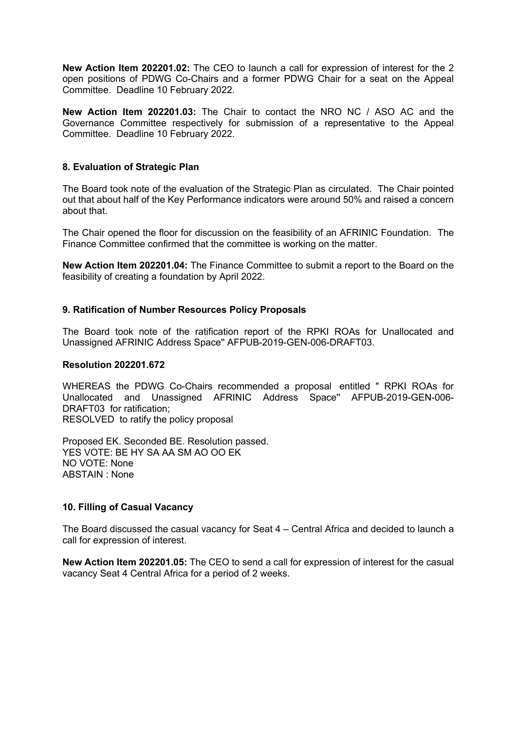**New Action Item 202201.02:** The CEO to launch a call for expression of interest for the 2 open positions of PDWG Co-Chairs and a former PDWG Chair for a seat on the Appeal Committee. Deadline 10 February 2022.

**New Action Item 202201.03:** The Chair to contact the NRO NC / ASO AC and the Governance Committee respectively for submission of a representative to the Appeal Committee. Deadline 10 February 2022.

### 8. Evaluation of Strategic Plan

The Board took note of the evaluation of the Strategic Plan as circulated. The Chair pointed out that about half of the Key Performance indicators were around 50% and raised a concern about that.

The Chair opened the floor for discussion on the feasibility of an AFRINIC Foundation. The Finance Committee confirmed that the committee is working on the matter.

**New Action Item 202201.04:** The Finance Committee to submit a report to the Board on the feasibility of creating a foundation by April 2022.

### 9. Ratification of Number Resources Policy Proposals

The Board took note of the ratification report of the RPKI ROAs for Unallocated and Unassigned AFRINIC Address Space'' AFPUB-2019-GEN-006-DRAFT03.

**Resolution 202201.672**

WHEREAS the PDWG Co-Chairs recommended a proposal entitled " RPKI ROAs for Unallocated and Unassigned AFRINIC Address Space'' AFPUB-2019-GEN-006-DRAFT03 for ratification;
RESOLVED to ratify the policy proposal

Proposed EK. Seconded BE. Resolution passed.
YES VOTE: BE HY SA AA SM AO OO EK
NO VOTE: None
ABSTAIN : None

### 10. Filling of Casual Vacancy

The Board discussed the casual vacancy for Seat 4 – Central Africa and decided to launch a call for expression of interest.

**New Action Item 202201.05:** The CEO to send a call for expression of interest for the casual vacancy Seat 4 Central Africa for a period of 2 weeks.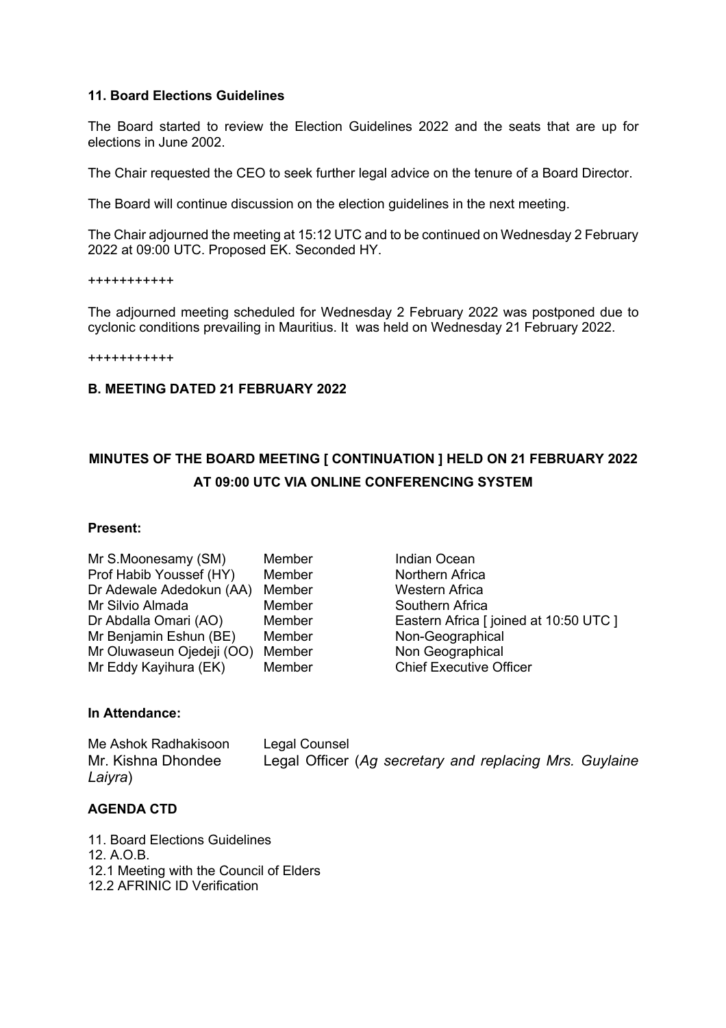### 11. Board Elections Guidelines

The Board started to review the Election Guidelines 2022 and the seats that are up for elections in June 2002.

The Chair requested the CEO to seek further legal advice on the tenure of a Board Director.

The Board will continue discussion on the election guidelines in the next meeting.

The Chair adjourned the meeting at 15:12 UTC and to be continued on Wednesday 2 February 2022 at 09:00 UTC. Proposed EK. Seconded HY.

+++++++++++

The adjourned meeting scheduled for Wednesday 2 February 2022 was postponed due to cyclonic conditions prevailing in Mauritius. It was held on Wednesday 21 February 2022.

+++++++++++

### B. MEETING DATED 21 FEBRUARY 2022

## MINUTES OF THE BOARD MEETING [ CONTINUATION ] HELD ON 21 FEBRUARY 2022 AT 09:00 UTC VIA ONLINE CONFERENCING SYSTEM

**Present:**

| | | |
|---|---|---|
| Mr S.Moonesamy (SM) | Member | Indian Ocean |
| Prof Habib Youssef (HY) | Member | Northern Africa |
| Dr Adewale Adedokun (AA) | Member | Western Africa |
| Mr Silvio Almada | Member | Southern Africa |
| Dr Abdalla Omari (AO) | Member | Eastern Africa [ joined at 10:50 UTC ] |
| Mr Benjamin Eshun (BE) | Member | Non-Geographical |
| Mr Oluwaseun Ojedeji (OO) | Member | Non Geographical |
| Mr Eddy Kayihura (EK) | Member | Chief Executive Officer |

**In Attendance:**

| | |
|---|---|
| Me Ashok Radhakisoon | Legal Counsel |
| Mr. Kishna Dhondee | Legal Officer (*Ag secretary and replacing Mrs. Guylaine Laiyra*) |

**AGENDA CTD**

11. Board Elections Guidelines
12. A.O.B.
12.1 Meeting with the Council of Elders
12.2 AFRINIC ID Verification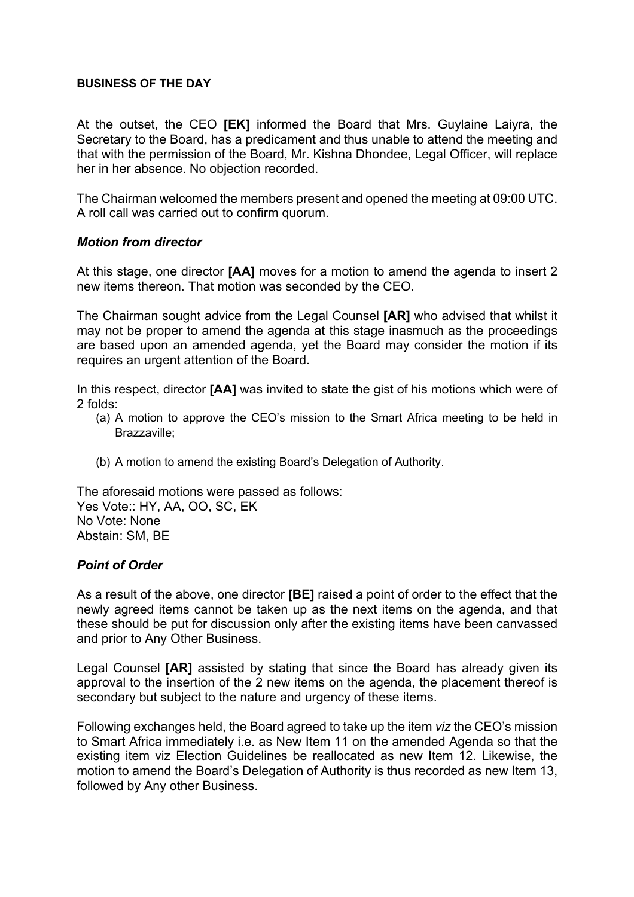**BUSINESS OF THE DAY**

At the outset, the CEO **[EK]** informed the Board that Mrs. Guylaine Laiyra, the Secretary to the Board, has a predicament and thus unable to attend the meeting and that with the permission of the Board, Mr. Kishna Dhondee, Legal Officer, will replace her in her absence. No objection recorded.

The Chairman welcomed the members present and opened the meeting at 09:00 UTC. A roll call was carried out to confirm quorum.

***Motion from director***

At this stage, one director **[AA]** moves for a motion to amend the agenda to insert 2 new items thereon. That motion was seconded by the CEO.

The Chairman sought advice from the Legal Counsel **[AR]** who advised that whilst it may not be proper to amend the agenda at this stage inasmuch as the proceedings are based upon an amended agenda, yet the Board may consider the motion if its requires an urgent attention of the Board.

In this respect, director **[AA]** was invited to state the gist of his motions which were of 2 folds:

(a) A motion to approve the CEO's mission to the Smart Africa meeting to be held in Brazzaville;

(b) A motion to amend the existing Board's Delegation of Authority.

The aforesaid motions were passed as follows:
Yes Vote:: HY, AA, OO, SC, EK
No Vote: None
Abstain: SM, BE

***Point of Order***

As a result of the above, one director **[BE]** raised a point of order to the effect that the newly agreed items cannot be taken up as the next items on the agenda, and that these should be put for discussion only after the existing items have been canvassed and prior to Any Other Business.

Legal Counsel **[AR]** assisted by stating that since the Board has already given its approval to the insertion of the 2 new items on the agenda, the placement thereof is secondary but subject to the nature and urgency of these items.

Following exchanges held, the Board agreed to take up the item *viz* the CEO's mission to Smart Africa immediately i.e. as New Item 11 on the amended Agenda so that the existing item viz Election Guidelines be reallocated as new Item 12. Likewise, the motion to amend the Board's Delegation of Authority is thus recorded as new Item 13, followed by Any other Business.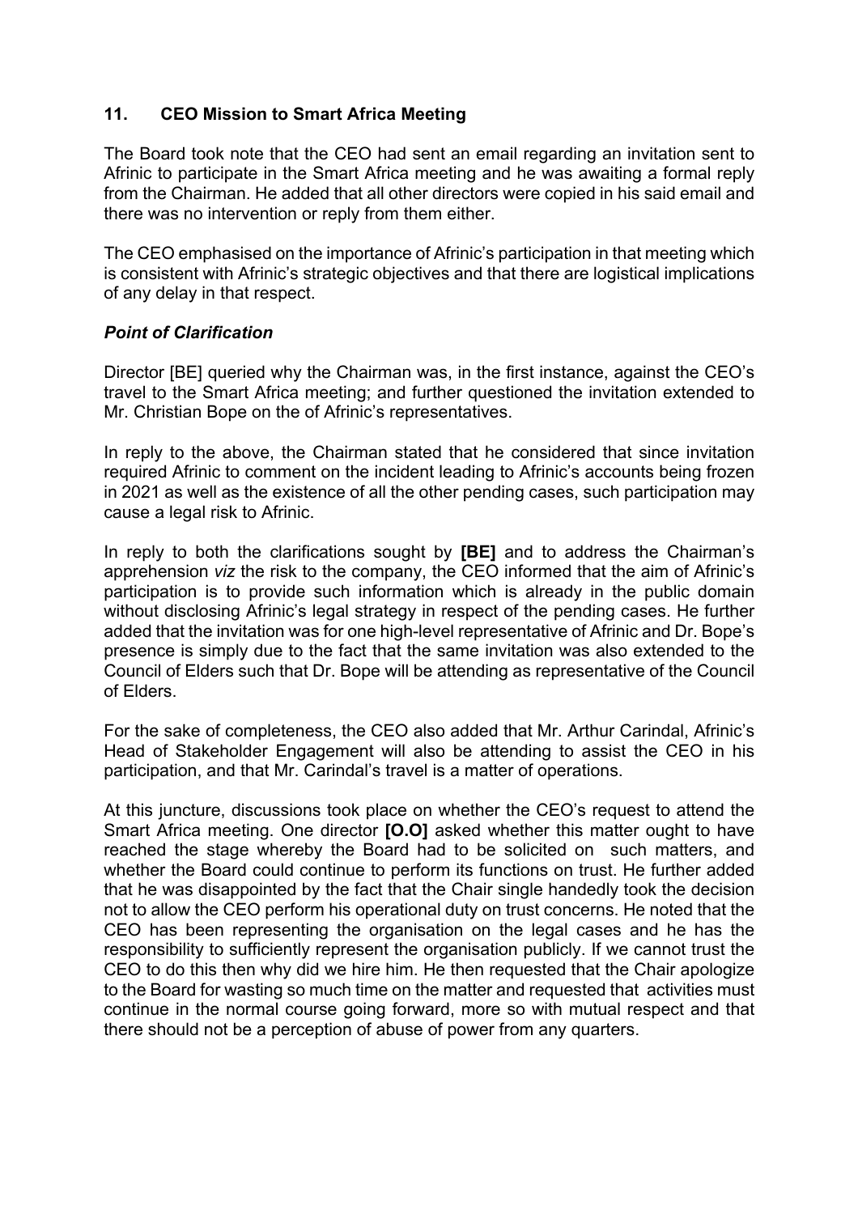## 11. CEO Mission to Smart Africa Meeting

The Board took note that the CEO had sent an email regarding an invitation sent to Afrinic to participate in the Smart Africa meeting and he was awaiting a formal reply from the Chairman. He added that all other directors were copied in his said email and there was no intervention or reply from them either.

The CEO emphasised on the importance of Afrinic's participation in that meeting which is consistent with Afrinic's strategic objectives and that there are logistical implications of any delay in that respect.

### *Point of Clarification*

Director [BE] queried why the Chairman was, in the first instance, against the CEO's travel to the Smart Africa meeting; and further questioned the invitation extended to Mr. Christian Bope on the of Afrinic's representatives.

In reply to the above, the Chairman stated that he considered that since invitation required Afrinic to comment on the incident leading to Afrinic's accounts being frozen in 2021 as well as the existence of all the other pending cases, such participation may cause a legal risk to Afrinic.

In reply to both the clarifications sought by **[BE]** and to address the Chairman's apprehension *viz* the risk to the company, the CEO informed that the aim of Afrinic's participation is to provide such information which is already in the public domain without disclosing Afrinic's legal strategy in respect of the pending cases. He further added that the invitation was for one high-level representative of Afrinic and Dr. Bope's presence is simply due to the fact that the same invitation was also extended to the Council of Elders such that Dr. Bope will be attending as representative of the Council of Elders.

For the sake of completeness, the CEO also added that Mr. Arthur Carindal, Afrinic's Head of Stakeholder Engagement will also be attending to assist the CEO in his participation, and that Mr. Carindal's travel is a matter of operations.

At this juncture, discussions took place on whether the CEO's request to attend the Smart Africa meeting. One director **[O.O]** asked whether this matter ought to have reached the stage whereby the Board had to be solicited on such matters, and whether the Board could continue to perform its functions on trust. He further added that he was disappointed by the fact that the Chair single handedly took the decision not to allow the CEO perform his operational duty on trust concerns. He noted that the CEO has been representing the organisation on the legal cases and he has the responsibility to sufficiently represent the organisation publicly. If we cannot trust the CEO to do this then why did we hire him. He then requested that the Chair apologize to the Board for wasting so much time on the matter and requested that activities must continue in the normal course going forward, more so with mutual respect and that there should not be a perception of abuse of power from any quarters.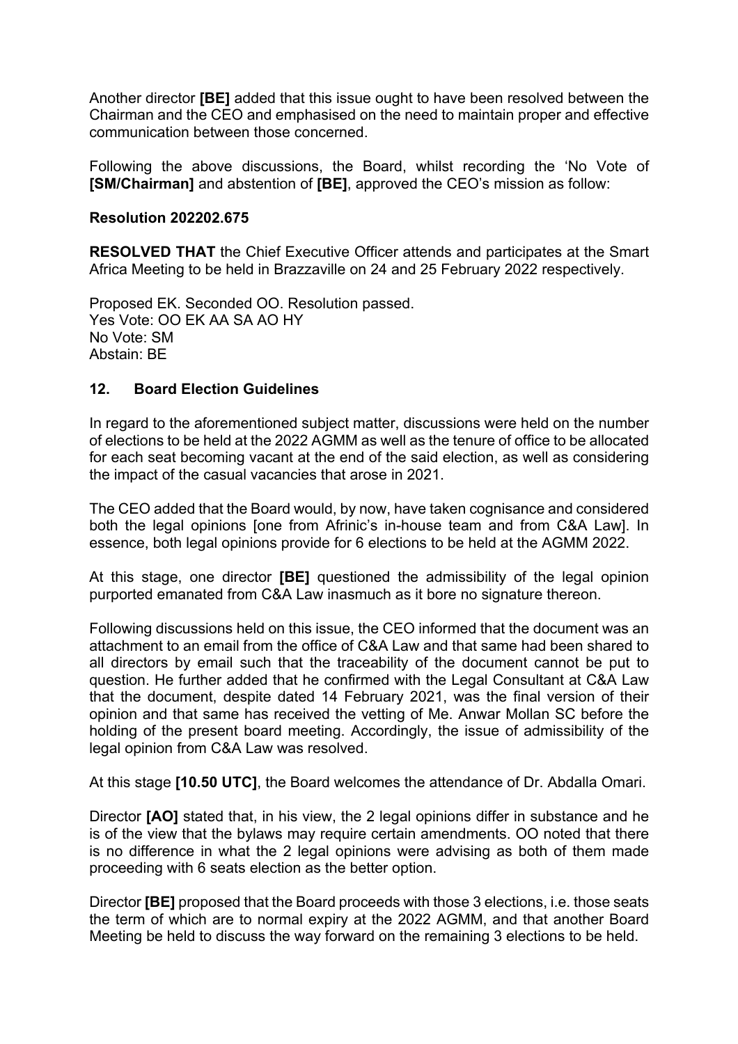Another director **[BE]** added that this issue ought to have been resolved between the Chairman and the CEO and emphasised on the need to maintain proper and effective communication between those concerned.

Following the above discussions, the Board, whilst recording the 'No Vote of **[SM/Chairman]** and abstention of **[BE]**, approved the CEO's mission as follow:

**Resolution 202202.675**

**RESOLVED THAT** the Chief Executive Officer attends and participates at the Smart Africa Meeting to be held in Brazzaville on 24 and 25 February 2022 respectively.

Proposed EK. Seconded OO. Resolution passed.
Yes Vote: OO EK AA SA AO HY
No Vote: SM
Abstain: BE

## 12. Board Election Guidelines

In regard to the aforementioned subject matter, discussions were held on the number of elections to be held at the 2022 AGMM as well as the tenure of office to be allocated for each seat becoming vacant at the end of the said election, as well as considering the impact of the casual vacancies that arose in 2021.

The CEO added that the Board would, by now, have taken cognisance and considered both the legal opinions [one from Afrinic's in-house team and from C&A Law]. In essence, both legal opinions provide for 6 elections to be held at the AGMM 2022.

At this stage, one director **[BE]** questioned the admissibility of the legal opinion purported emanated from C&A Law inasmuch as it bore no signature thereon.

Following discussions held on this issue, the CEO informed that the document was an attachment to an email from the office of C&A Law and that same had been shared to all directors by email such that the traceability of the document cannot be put to question. He further added that he confirmed with the Legal Consultant at C&A Law that the document, despite dated 14 February 2021, was the final version of their opinion and that same has received the vetting of Me. Anwar Mollan SC before the holding of the present board meeting. Accordingly, the issue of admissibility of the legal opinion from C&A Law was resolved.

At this stage **[10.50 UTC]**, the Board welcomes the attendance of Dr. Abdalla Omari.

Director **[AO]** stated that, in his view, the 2 legal opinions differ in substance and he is of the view that the bylaws may require certain amendments. OO noted that there is no difference in what the 2 legal opinions were advising as both of them made proceeding with 6 seats election as the better option.

Director **[BE]** proposed that the Board proceeds with those 3 elections, i.e. those seats the term of which are to normal expiry at the 2022 AGMM, and that another Board Meeting be held to discuss the way forward on the remaining 3 elections to be held.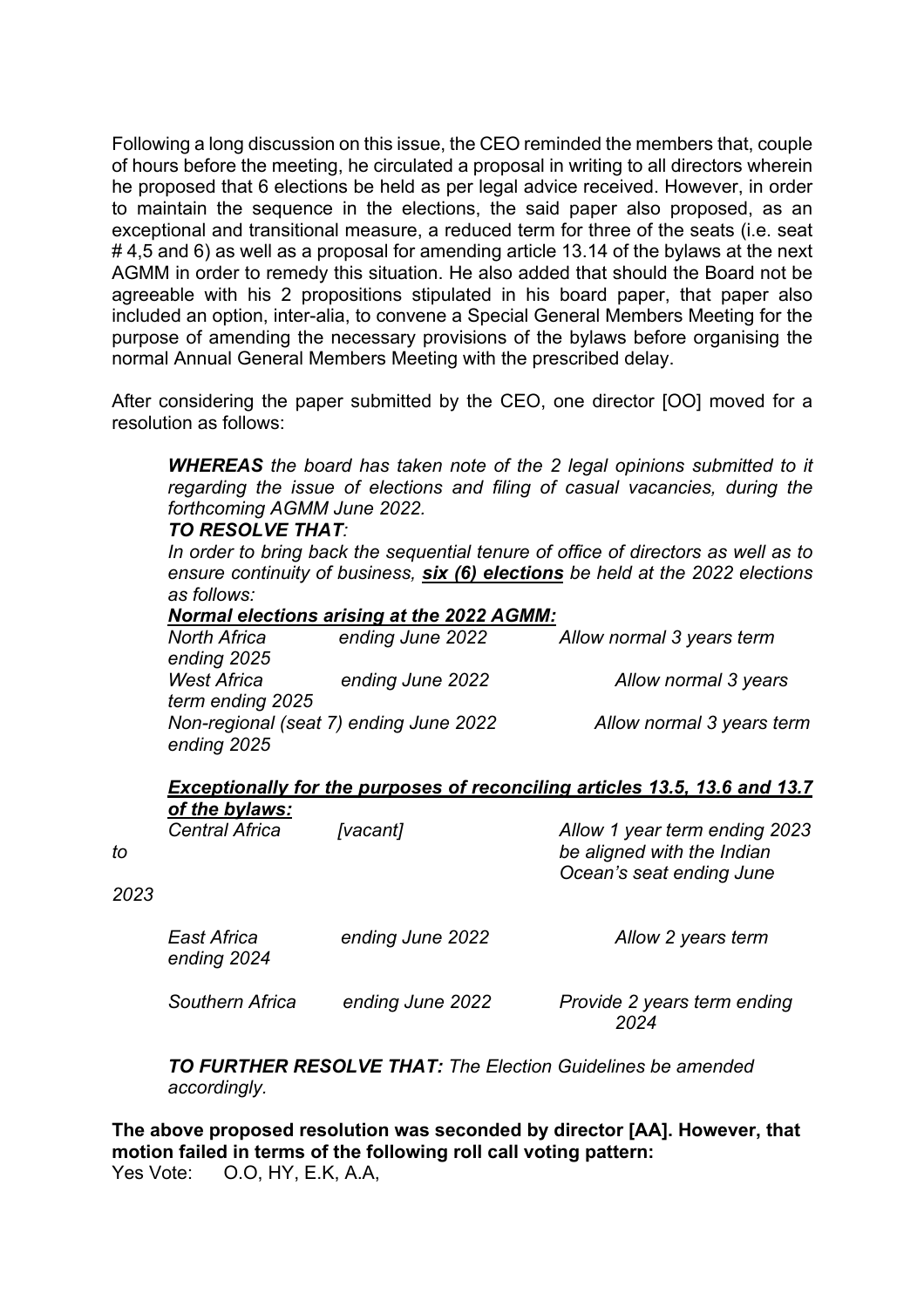Following a long discussion on this issue, the CEO reminded the members that, couple of hours before the meeting, he circulated a proposal in writing to all directors wherein he proposed that 6 elections be held as per legal advice received. However, in order to maintain the sequence in the elections, the said paper also proposed, as an exceptional and transitional measure, a reduced term for three of the seats (i.e. seat # 4,5 and 6) as well as a proposal for amending article 13.14 of the bylaws at the next AGMM in order to remedy this situation. He also added that should the Board not be agreeable with his 2 propositions stipulated in his board paper, that paper also included an option, inter-alia, to convene a Special General Members Meeting for the purpose of amending the necessary provisions of the bylaws before organising the normal Annual General Members Meeting with the prescribed delay.

After considering the paper submitted by the CEO, one director [OO] moved for a resolution as follows:

> ***WHEREAS*** *the board has taken note of the 2 legal opinions submitted to it regarding the issue of elections and filing of casual vacancies, during the forthcoming AGMM June 2022.*
>
> ***TO RESOLVE THAT:***
>
> *In order to bring back the sequential tenure of office of directors as well as to ensure continuity of business, **six (6) elections** be held at the 2022 elections as follows:*
>
> ***Normal elections arising at the 2022 AGMM:***
>
> | | | |
> |---|---|---|
> | *North Africa* | *ending June 2022* | *Allow normal 3 years term ending 2025* |
> | *West Africa* | *ending June 2022* | *Allow normal 3 years term ending 2025* |
> | *Non-regional (seat 7)* | *ending June 2022* | *Allow normal 3 years term ending 2025* |
>
> ***Exceptionally for the purposes of reconciling articles 13.5, 13.6 and 13.7 of the bylaws:***
>
> | | | |
> |---|---|---|
> | *Central Africa* | *[vacant]* | *Allow 1 year term ending 2023 to be aligned with the Indian Ocean's seat ending June 2023* |
> | *East Africa* | *ending June 2022* | *Allow 2 years term ending 2024* |
> | *Southern Africa* | *ending June 2022* | *Provide 2 years term ending 2024* |
>
> ***TO FURTHER RESOLVE THAT:*** *The Election Guidelines be amended accordingly.*

**The above proposed resolution was seconded by director [AA]. However, that motion failed in terms of the following roll call voting pattern:**

Yes Vote: O.O, HY, E.K, A.A,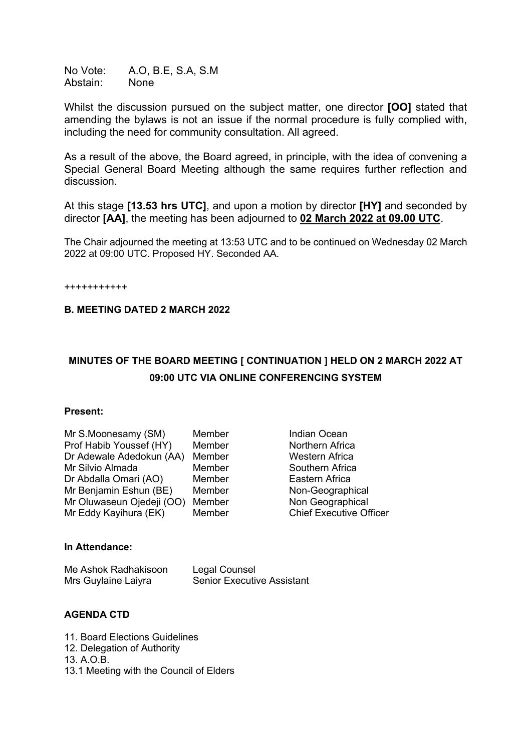No Vote: A.O, B.E, S.A, S.M
Abstain: None

Whilst the discussion pursued on the subject matter, one director **[OO]** stated that amending the bylaws is not an issue if the normal procedure is fully complied with, including the need for community consultation. All agreed.

As a result of the above, the Board agreed, in principle, with the idea of convening a Special General Board Meeting although the same requires further reflection and discussion.

At this stage **[13.53 hrs UTC]**, and upon a motion by director **[HY]** and seconded by director **[AA]**, the meeting has been adjourned to **<u>02 March 2022 at 09.00 UTC</u>**.

The Chair adjourned the meeting at 13:53 UTC and to be continued on Wednesday 02 March 2022 at 09:00 UTC. Proposed HY. Seconded AA.

+++++++++++

**B. MEETING DATED 2 MARCH 2022**

## MINUTES OF THE BOARD MEETING [ CONTINUATION ] HELD ON 2 MARCH 2022 AT 09:00 UTC VIA ONLINE CONFERENCING SYSTEM

**Present:**

| | | |
|---|---|---|
| Mr S.Moonesamy (SM) | Member | Indian Ocean |
| Prof Habib Youssef (HY) | Member | Northern Africa |
| Dr Adewale Adedokun (AA) | Member | Western Africa |
| Mr Silvio Almada | Member | Southern Africa |
| Dr Abdalla Omari (AO) | Member | Eastern Africa |
| Mr Benjamin Eshun (BE) | Member | Non-Geographical |
| Mr Oluwaseun Ojedeji (OO) | Member | Non Geographical |
| Mr Eddy Kayihura (EK) | Member | Chief Executive Officer |

**In Attendance:**

| | |
|---|---|
| Me Ashok Radhakisoon | Legal Counsel |
| Mrs Guylaine Laiyra | Senior Executive Assistant |

**AGENDA CTD**

11. Board Elections Guidelines
12. Delegation of Authority
13. A.O.B.
13.1 Meeting with the Council of Elders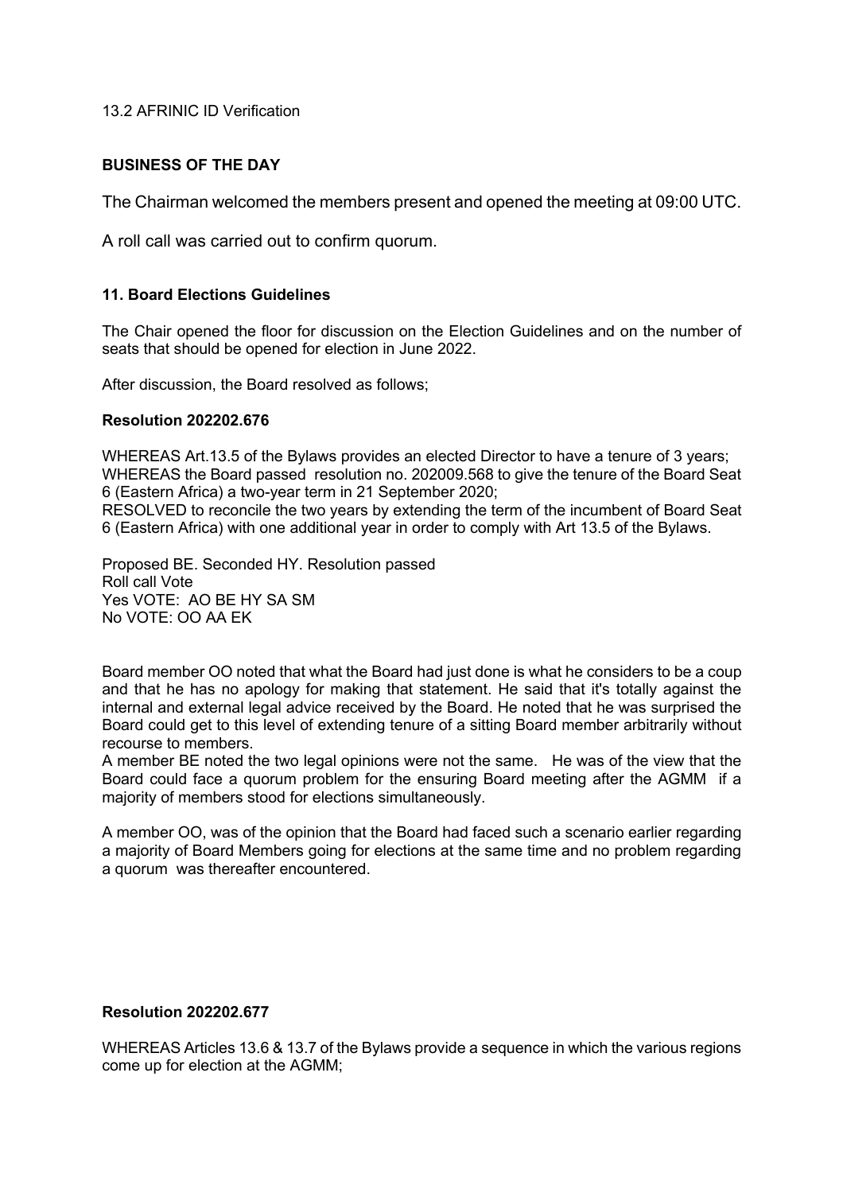13.2 AFRINIC ID Verification

**BUSINESS OF THE DAY**

The Chairman welcomed the members present and opened the meeting at 09:00 UTC.

A roll call was carried out to confirm quorum.

**11. Board Elections Guidelines**

The Chair opened the floor for discussion on the Election Guidelines and on the number of seats that should be opened for election in June 2022.

After discussion, the Board resolved as follows;

**Resolution 202202.676**

WHEREAS Art.13.5 of the Bylaws provides an elected Director to have a tenure of 3 years;
WHEREAS the Board passed resolution no. 202009.568 to give the tenure of the Board Seat 6 (Eastern Africa) a two-year term in 21 September 2020;
RESOLVED to reconcile the two years by extending the term of the incumbent of Board Seat 6 (Eastern Africa) with one additional year in order to comply with Art 13.5 of the Bylaws.

Proposed BE. Seconded HY. Resolution passed
Roll call Vote
Yes VOTE: AO BE HY SA SM
No VOTE: OO AA EK

Board member OO noted that what the Board had just done is what he considers to be a coup and that he has no apology for making that statement. He said that it's totally against the internal and external legal advice received by the Board. He noted that he was surprised the Board could get to this level of extending tenure of a sitting Board member arbitrarily without recourse to members.
A member BE noted the two legal opinions were not the same. He was of the view that the Board could face a quorum problem for the ensuring Board meeting after the AGMM if a majority of members stood for elections simultaneously.

A member OO, was of the opinion that the Board had faced such a scenario earlier regarding a majority of Board Members going for elections at the same time and no problem regarding a quorum was thereafter encountered.

**Resolution 202202.677**

WHEREAS Articles 13.6 & 13.7 of the Bylaws provide a sequence in which the various regions come up for election at the AGMM;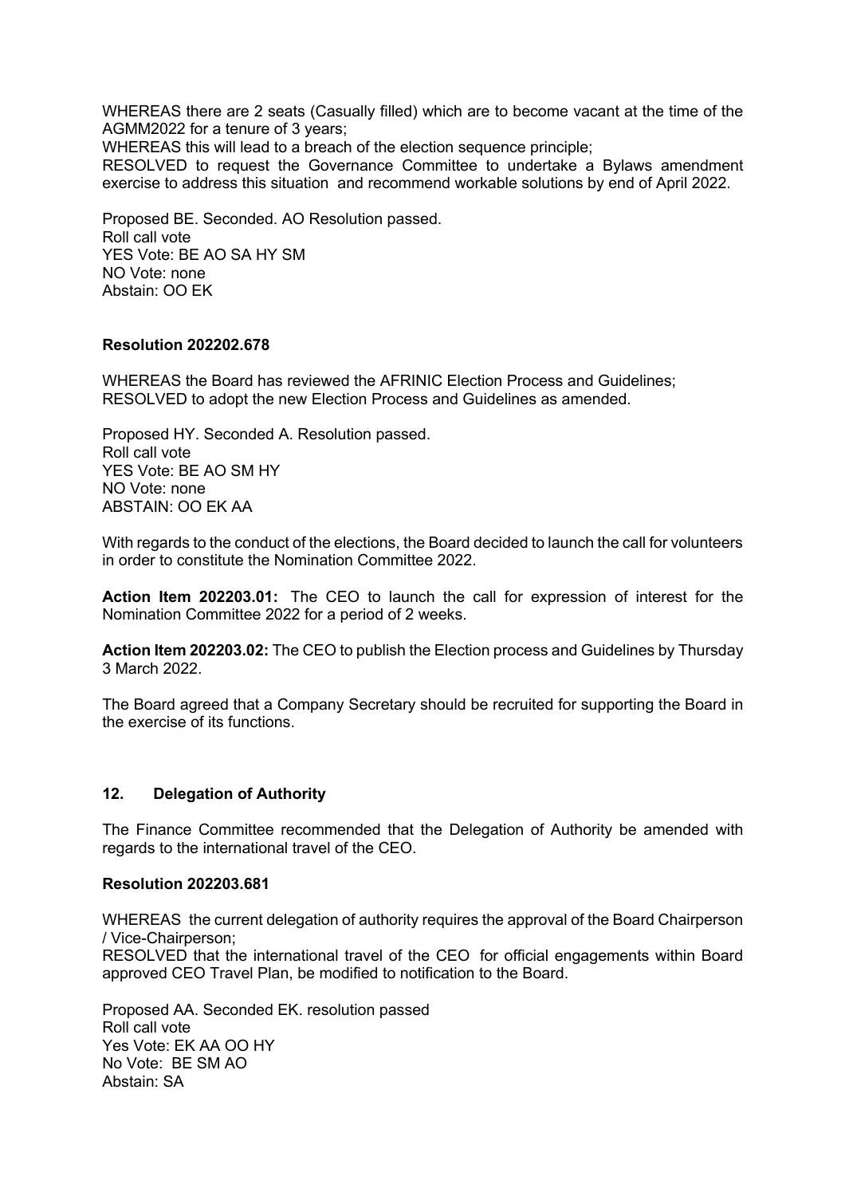WHEREAS there are 2 seats (Casually filled) which are to become vacant at the time of the AGMM2022 for a tenure of 3 years;
WHEREAS this will lead to a breach of the election sequence principle;
RESOLVED to request the Governance Committee to undertake a Bylaws amendment exercise to address this situation and recommend workable solutions by end of April 2022.

Proposed BE. Seconded. AO Resolution passed.
Roll call vote
YES Vote: BE AO SA HY SM
NO Vote: none
Abstain: OO EK

**Resolution 202202.678**

WHEREAS the Board has reviewed the AFRINIC Election Process and Guidelines;
RESOLVED to adopt the new Election Process and Guidelines as amended.

Proposed HY. Seconded A. Resolution passed.
Roll call vote
YES Vote: BE AO SM HY
NO Vote: none
ABSTAIN: OO EK AA

With regards to the conduct of the elections, the Board decided to launch the call for volunteers in order to constitute the Nomination Committee 2022.

**Action Item 202203.01:** The CEO to launch the call for expression of interest for the Nomination Committee 2022 for a period of 2 weeks.

**Action Item 202203.02:** The CEO to publish the Election process and Guidelines by Thursday 3 March 2022.

The Board agreed that a Company Secretary should be recruited for supporting the Board in the exercise of its functions.

## 12. Delegation of Authority

The Finance Committee recommended that the Delegation of Authority be amended with regards to the international travel of the CEO.

**Resolution 202203.681**

WHEREAS the current delegation of authority requires the approval of the Board Chairperson / Vice-Chairperson;
RESOLVED that the international travel of the CEO for official engagements within Board approved CEO Travel Plan, be modified to notification to the Board.

Proposed AA. Seconded EK. resolution passed
Roll call vote
Yes Vote: EK AA OO HY
No Vote: BE SM AO
Abstain: SA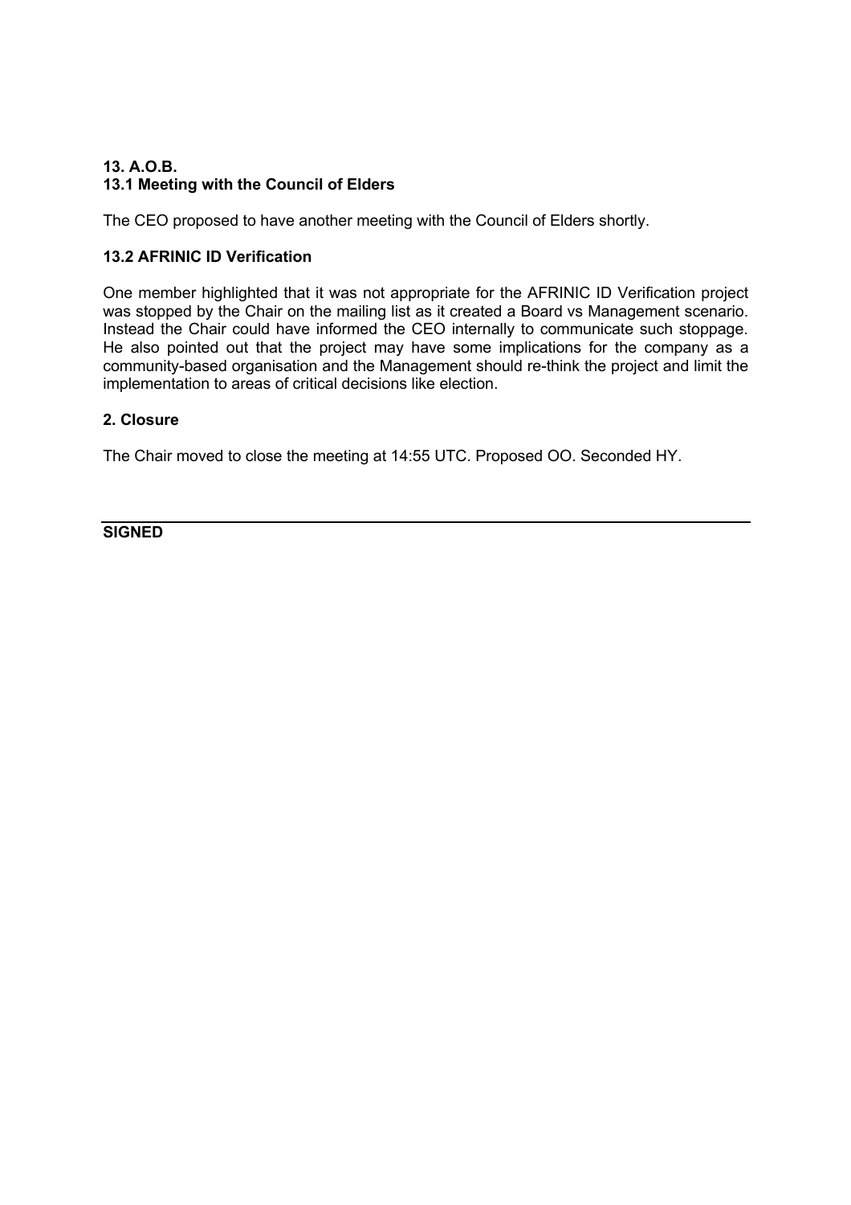**13. A.O.B.**
**13.1 Meeting with the Council of Elders**

The CEO proposed to have another meeting with the Council of Elders shortly.

**13.2 AFRINIC ID Verification**

One member highlighted that it was not appropriate for the AFRINIC ID Verification project was stopped by the Chair on the mailing list as it created a Board vs Management scenario. Instead the Chair could have informed the CEO internally to communicate such stoppage. He also pointed out that the project may have some implications for the company as a community-based organisation and the Management should re-think the project and limit the implementation to areas of critical decisions like election.

**2. Closure**

The Chair moved to close the meeting at 14:55 UTC. Proposed OO. Seconded HY.

---

**SIGNED**